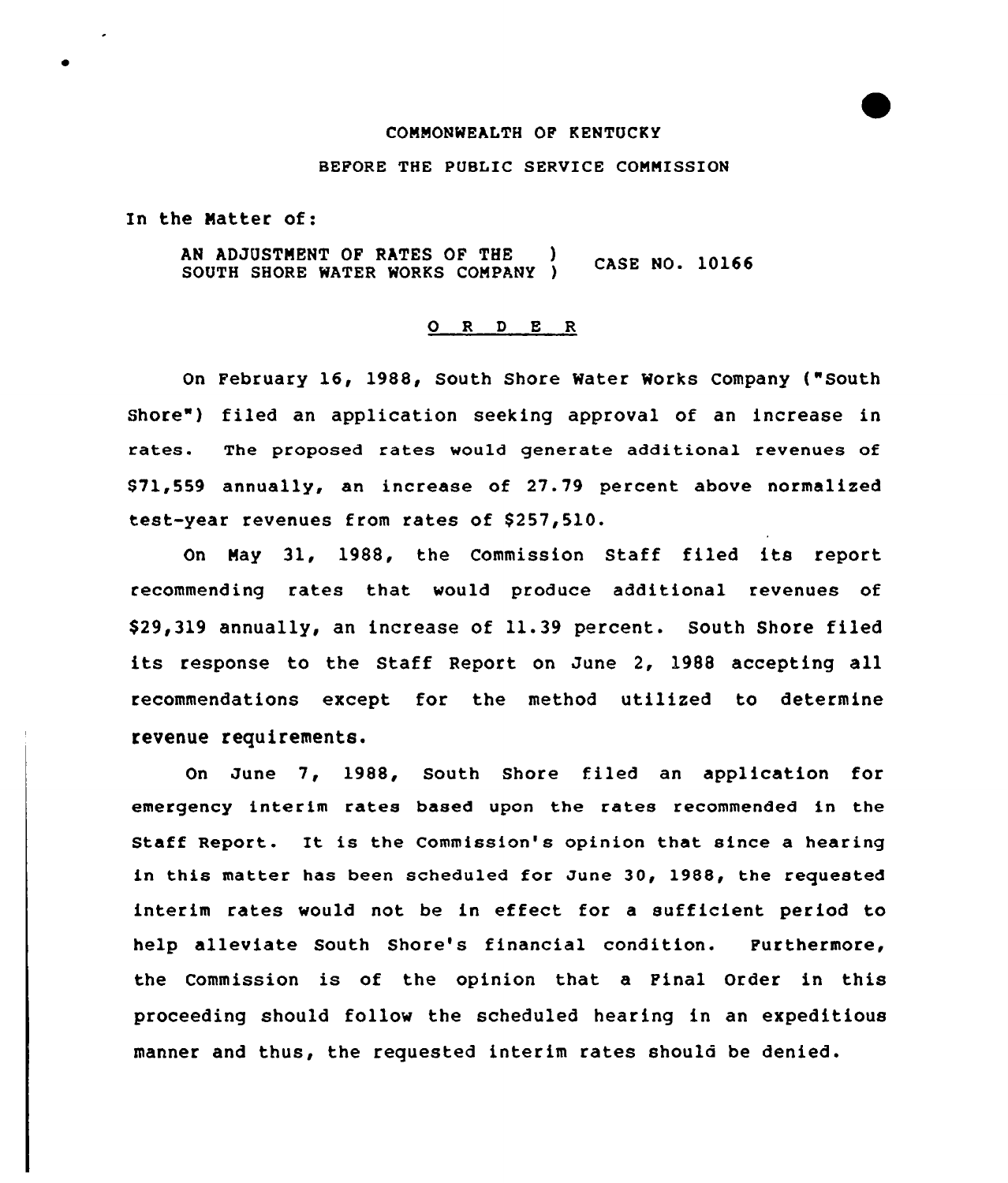COMMONWEALTH OF KENTUCKY

BEFORE THE PUBLIC SERVICE COMMISSION

In the Matter of:

AN ADJUSTMENT OF RATES OF THE SOUTH SHORE WATER WORKS COMPANY ) CASE NO. 10166

O R D E R

On February 16, 1988, South Shore Water Works Company ("South Shore") filed an application seeking approval of an increase in rates. The proposed rates would generate additional revenues of $71,559 annually, an increase of 27.79 percent above normalized test-year revenues from rates of $257,510.

On May 31, 1988, the Commission Staff filed its report recommending rates that would produce additional revenues of $29,319 annually, an increase of 11.39 percent. South Shore filed its response to the Staff Report on June 2, 1988 accepting all recommendations except for the method utilized to determine revenue requirements.

On June 7, 1988, South Shore filed an application for emergency interim rates based upon the rates recommended in the Staff Report. It is the Commission's opinion that since a hearing in this matter has been scheduled for June 30, 1988, the requested interim rates would not be in effect for a sufficient period to help alleviate South Shore's financial condition. Furthermore, the Commission is of the opinion that a Final Order in this proceeding should follow the scheduled hearing in an expeditious manner and thus, the requested interim rates should be denied.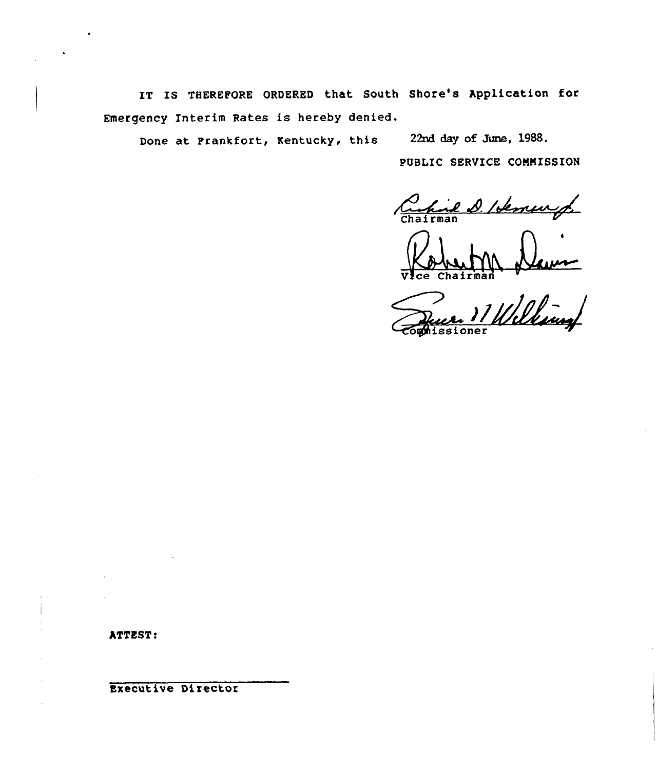IT IS THEREFORE ORDERED that South Shore's Application for Emergency Interim Rates is hereby denied.

Done at Frankfort, Kentucky, this 22nd day of June, 1988.

PUBLIC SERVICE COMMISSION

Chairman

Vice Chairman

Commissioner

ATTEST:

Executive Director